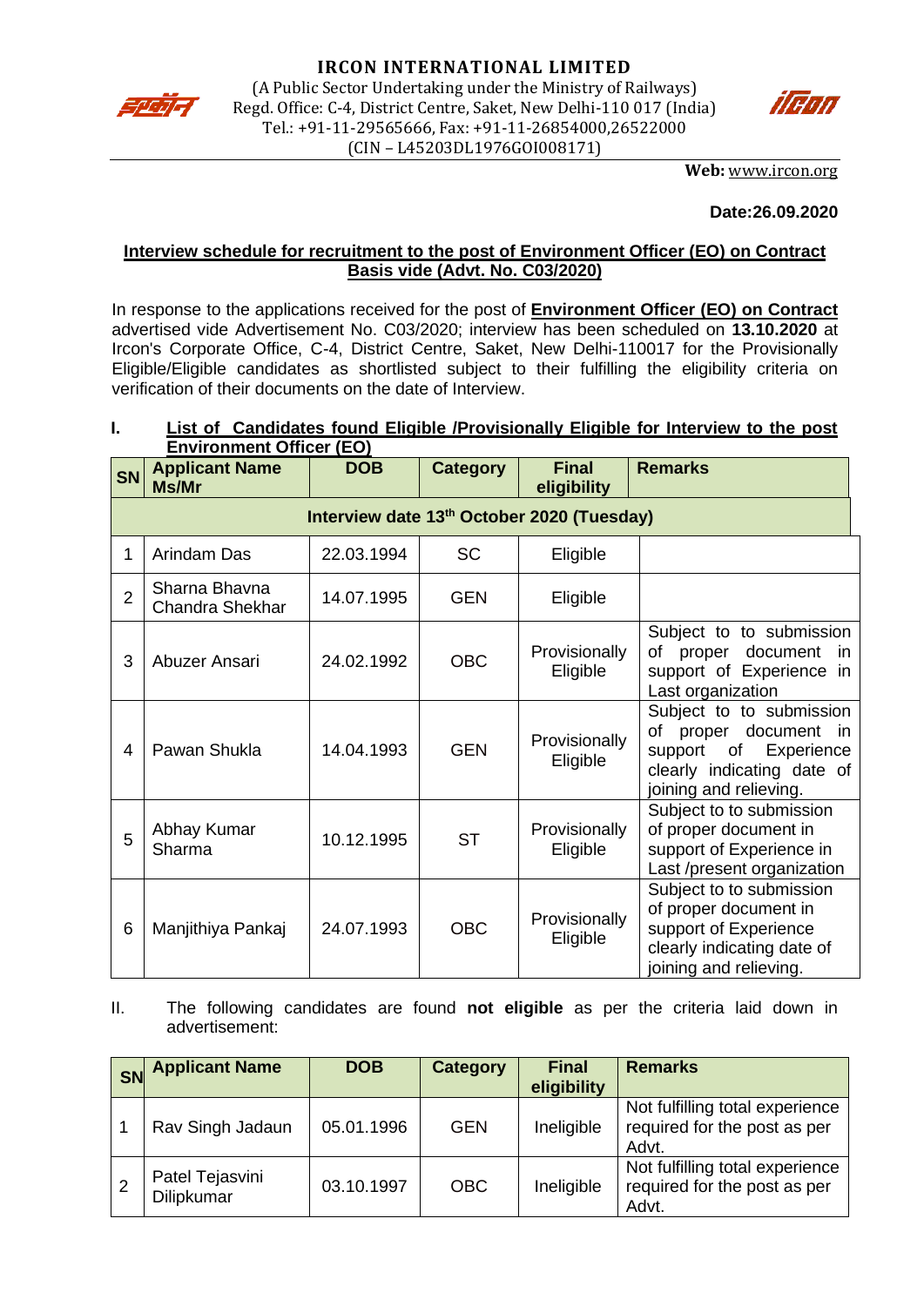# IRCON INTERNATIONAL LIMITED

(A Public Sector Undertaking under the Ministry of Railways)
Regd. Office: C-4, District Centre, Saket, New Delhi-110 017 (India)
Tel.: +91-11-29565666, Fax: +91-11-26854000,26522000
(CIN – L45203DL1976GOI008171)

**Web:** www.ircon.org

**Date:26.09.2020**

**Interview schedule for recruitment to the post of Environment Officer (EO) on Contract Basis vide (Advt. No. C03/2020)**

In response to the applications received for the post of **Environment Officer (EO) on Contract** advertised vide Advertisement No. C03/2020; interview has been scheduled on **13.10.2020** at Ircon's Corporate Office, C-4, District Centre, Saket, New Delhi-110017 for the Provisionally Eligible/Eligible candidates as shortlisted subject to their fulfilling the eligibility criteria on verification of their documents on the date of Interview.

**I. List of Candidates found Eligible /Provisionally Eligible for Interview to the post Environment Officer (EO)**

| SN | Applicant Name Ms/Mr | DOB | Category | Final eligibility | Remarks |
|---|---|---|---|---|---|
| **Interview date 13th October 2020 (Tuesday)** | | | | | |
| 1 | Arindam Das | 22.03.1994 | SC | Eligible | |
| 2 | Sharna Bhavna Chandra Shekhar | 14.07.1995 | GEN | Eligible | |
| 3 | Abuzer Ansari | 24.02.1992 | OBC | Provisionally Eligible | Subject to to submission of proper document in support of Experience in Last organization |
| 4 | Pawan Shukla | 14.04.1993 | GEN | Provisionally Eligible | Subject to to submission of proper document in support of Experience clearly indicating date of joining and relieving. |
| 5 | Abhay Kumar Sharma | 10.12.1995 | ST | Provisionally Eligible | Subject to to submission of proper document in support of Experience in Last /present organization |
| 6 | Manjithiya Pankaj | 24.07.1993 | OBC | Provisionally Eligible | Subject to to submission of proper document in support of Experience clearly indicating date of joining and relieving. |

II. The following candidates are found **not eligible** as per the criteria laid down in advertisement:

| SN | Applicant Name | DOB | Category | Final eligibility | Remarks |
|---|---|---|---|---|---|
| 1 | Rav Singh Jadaun | 05.01.1996 | GEN | Ineligible | Not fulfilling total experience required for the post as per Advt. |
| 2 | Patel Tejasvini Dilipkumar | 03.10.1997 | OBC | Ineligible | Not fulfilling total experience required for the post as per Advt. |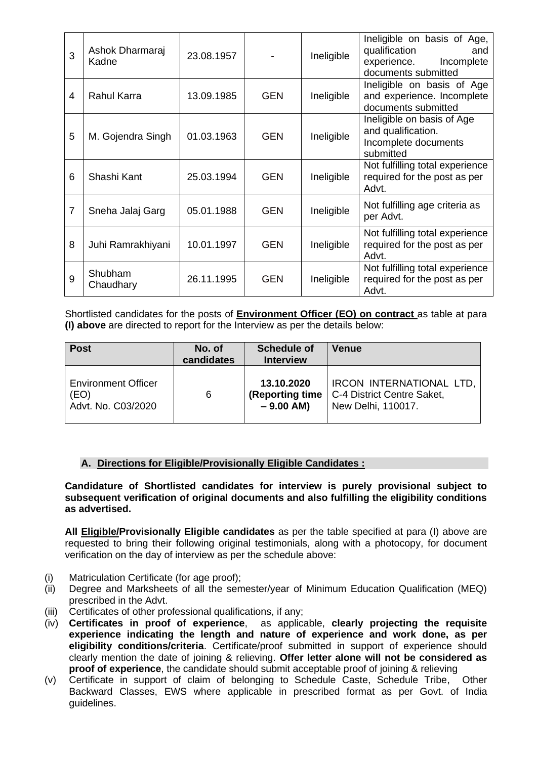| 3 | Ashok Dharmaraj Kadne | 23.08.1957 | - | Ineligible | Ineligible on basis of Age, qualification and experience. Incomplete documents submitted |
|---|---|---|---|---|---|
| 4 | Rahul Karra | 13.09.1985 | GEN | Ineligible | Ineligible on basis of Age and experience. Incomplete documents submitted |
| 5 | M. Gojendra Singh | 01.03.1963 | GEN | Ineligible | Ineligible on basis of Age and qualification. Incomplete documents submitted |
| 6 | Shashi Kant | 25.03.1994 | GEN | Ineligible | Not fulfilling total experience required for the post as per Advt. |
| 7 | Sneha Jalaj Garg | 05.01.1988 | GEN | Ineligible | Not fulfilling age criteria as per Advt. |
| 8 | Juhi Ramrakhiyani | 10.01.1997 | GEN | Ineligible | Not fulfilling total experience required for the post as per Advt. |
| 9 | Shubham Chaudhary | 26.11.1995 | GEN | Ineligible | Not fulfilling total experience required for the post as per Advt. |

Shortlisted candidates for the posts of **Environment Officer (EO) on contract** as table at para **(I) above** are directed to report for the Interview as per the details below:

| Post | No. of candidates | Schedule of Interview | Venue |
|---|---|---|---|
| Environment Officer (EO) Advt. No. C03/2020 | 6 | **13.10.2020 (Reporting time – 9.00 AM)** | IRCON INTERNATIONAL LTD, C-4 District Centre Saket, New Delhi, 110017. |

### A. Directions for Eligible/Provisionally Eligible Candidates :

**Candidature of Shortlisted candidates for interview is purely provisional subject to subsequent verification of original documents and also fulfilling the eligibility conditions as advertised.**

**All Eligible/Provisionally Eligible candidates** as per the table specified at para (I) above are requested to bring their following original testimonials, along with a photocopy, for document verification on the day of interview as per the schedule above:

(i) Matriculation Certificate (for age proof);

(ii) Degree and Marksheets of all the semester/year of Minimum Education Qualification (MEQ) prescribed in the Advt.

(iii) Certificates of other professional qualifications, if any;

(iv) **Certificates in proof of experience**, as applicable, **clearly projecting the requisite experience indicating the length and nature of experience and work done, as per eligibility conditions/criteria**. Certificate/proof submitted in support of experience should clearly mention the date of joining & relieving. **Offer letter alone will not be considered as proof of experience**, the candidate should submit acceptable proof of joining & relieving

(v) Certificate in support of claim of belonging to Schedule Caste, Schedule Tribe, Other Backward Classes, EWS where applicable in prescribed format as per Govt. of India guidelines.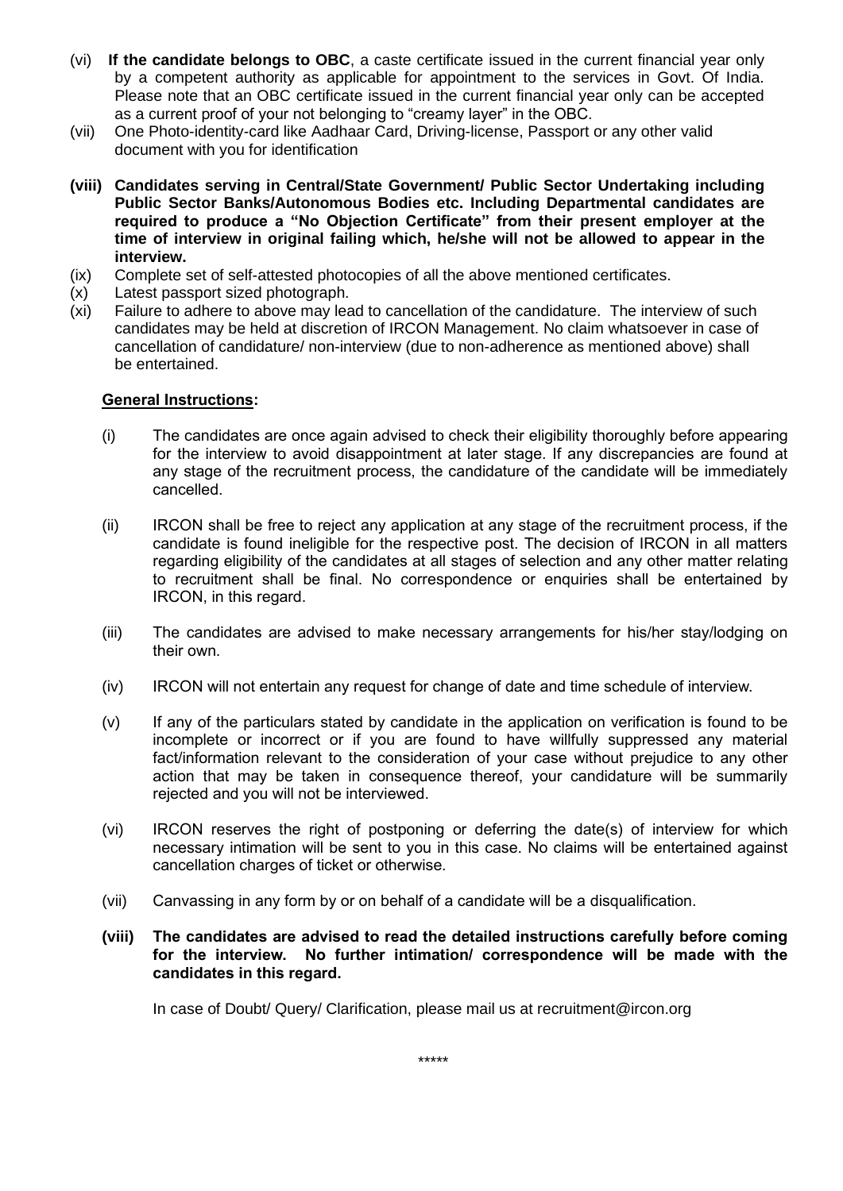(vi) **If the candidate belongs to OBC**, a caste certificate issued in the current financial year only by a competent authority as applicable for appointment to the services in Govt. Of India. Please note that an OBC certificate issued in the current financial year only can be accepted as a current proof of your not belonging to "creamy layer" in the OBC.

(vii) One Photo-identity-card like Aadhaar Card, Driving-license, Passport or any other valid document with you for identification

**(viii) Candidates serving in Central/State Government/ Public Sector Undertaking including Public Sector Banks/Autonomous Bodies etc. Including Departmental candidates are required to produce a "No Objection Certificate" from their present employer at the time of interview in original failing which, he/she will not be allowed to appear in the interview.**

(ix) Complete set of self-attested photocopies of all the above mentioned certificates.

(x) Latest passport sized photograph.

(xi) Failure to adhere to above may lead to cancellation of the candidature. The interview of such candidates may be held at discretion of IRCON Management. No claim whatsoever in case of cancellation of candidature/ non-interview (due to non-adherence as mentioned above) shall be entertained.

**General Instructions:**

(i) The candidates are once again advised to check their eligibility thoroughly before appearing for the interview to avoid disappointment at later stage. If any discrepancies are found at any stage of the recruitment process, the candidature of the candidate will be immediately cancelled.

(ii) IRCON shall be free to reject any application at any stage of the recruitment process, if the candidate is found ineligible for the respective post. The decision of IRCON in all matters regarding eligibility of the candidates at all stages of selection and any other matter relating to recruitment shall be final. No correspondence or enquiries shall be entertained by IRCON, in this regard.

(iii) The candidates are advised to make necessary arrangements for his/her stay/lodging on their own.

(iv) IRCON will not entertain any request for change of date and time schedule of interview.

(v) If any of the particulars stated by candidate in the application on verification is found to be incomplete or incorrect or if you are found to have willfully suppressed any material fact/information relevant to the consideration of your case without prejudice to any other action that may be taken in consequence thereof, your candidature will be summarily rejected and you will not be interviewed.

(vi) IRCON reserves the right of postponing or deferring the date(s) of interview for which necessary intimation will be sent to you in this case. No claims will be entertained against cancellation charges of ticket or otherwise.

(vii) Canvassing in any form by or on behalf of a candidate will be a disqualification.

**(viii) The candidates are advised to read the detailed instructions carefully before coming for the interview. No further intimation/ correspondence will be made with the candidates in this regard.**

In case of Doubt/ Query/ Clarification, please mail us at recruitment@ircon.org

*****